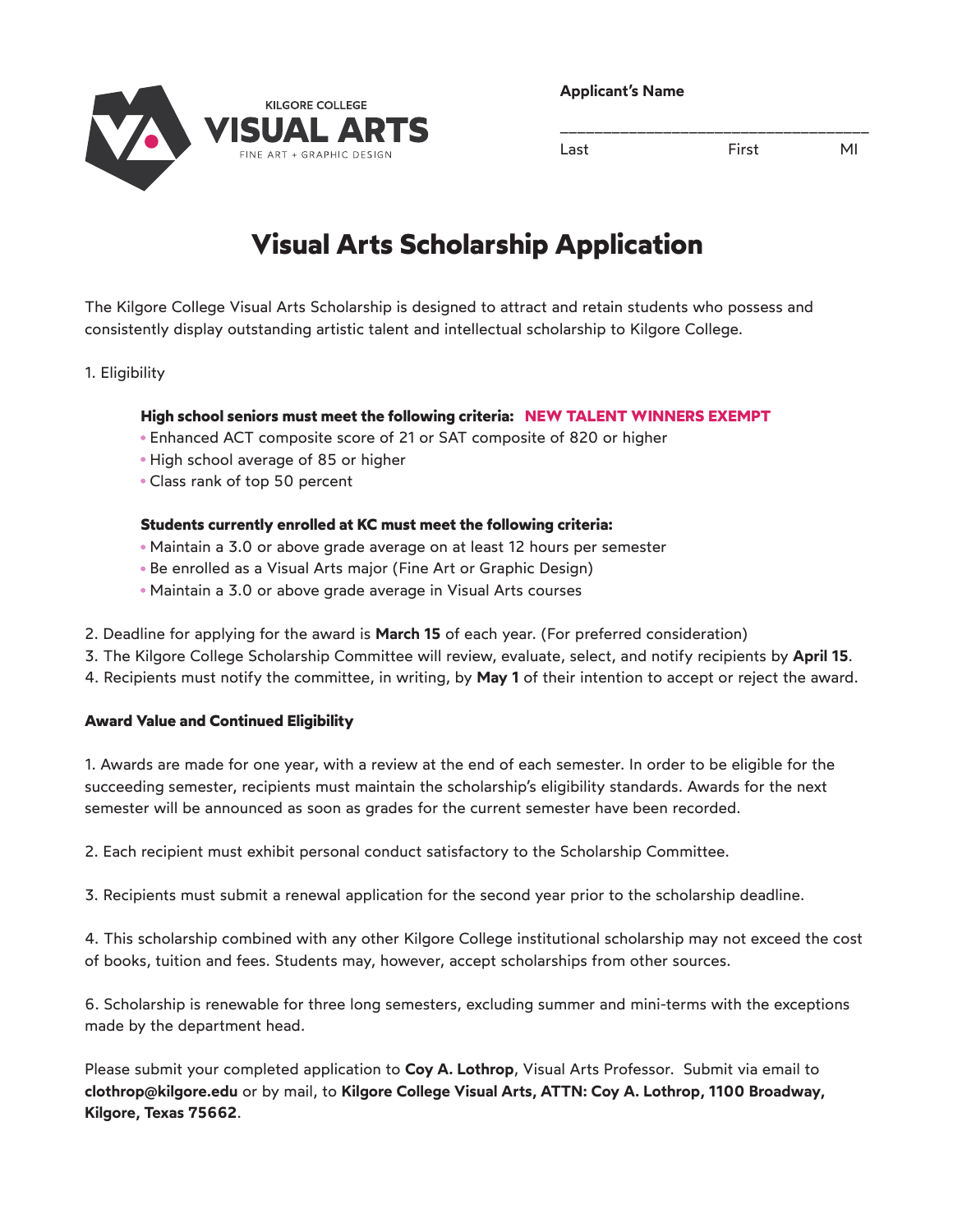KILGORE COLLEGE
**VISUAL ARTS**
FINE ART + GRAPHIC DESIGN

**Applicant's Name**

_____________________________________
Last First MI

# Visual Arts Scholarship Application

The Kilgore College Visual Arts Scholarship is designed to attract and retain students who possess and consistently display outstanding artistic talent and intellectual scholarship to Kilgore College.

1. Eligibility

**High school seniors must meet the following criteria:** **NEW TALENT WINNERS EXEMPT**

- Enhanced ACT composite score of 21 or SAT composite of 820 or higher
- High school average of 85 or higher
- Class rank of top 50 percent

**Students currently enrolled at KC must meet the following criteria:**

- Maintain a 3.0 or above grade average on at least 12 hours per semester
- Be enrolled as a Visual Arts major (Fine Art or Graphic Design)
- Maintain a 3.0 or above grade average in Visual Arts courses

2. Deadline for applying for the award is **March 15** of each year. (For preferred consideration)
3. The Kilgore College Scholarship Committee will review, evaluate, select, and notify recipients by **April 15**.
4. Recipients must notify the committee, in writing, by **May 1** of their intention to accept or reject the award.

**Award Value and Continued Eligibility**

1. Awards are made for one year, with a review at the end of each semester. In order to be eligible for the succeeding semester, recipients must maintain the scholarship's eligibility standards. Awards for the next semester will be announced as soon as grades for the current semester have been recorded.

2. Each recipient must exhibit personal conduct satisfactory to the Scholarship Committee.

3. Recipients must submit a renewal application for the second year prior to the scholarship deadline.

4. This scholarship combined with any other Kilgore College institutional scholarship may not exceed the cost of books, tuition and fees. Students may, however, accept scholarships from other sources.

6. Scholarship is renewable for three long semesters, excluding summer and mini-terms with the exceptions made by the department head.

Please submit your completed application to **Coy A. Lothrop**, Visual Arts Professor. Submit via email to **clothrop@kilgore.edu** or by mail, to **Kilgore College Visual Arts, ATTN: Coy A. Lothrop, 1100 Broadway, Kilgore, Texas 75662**.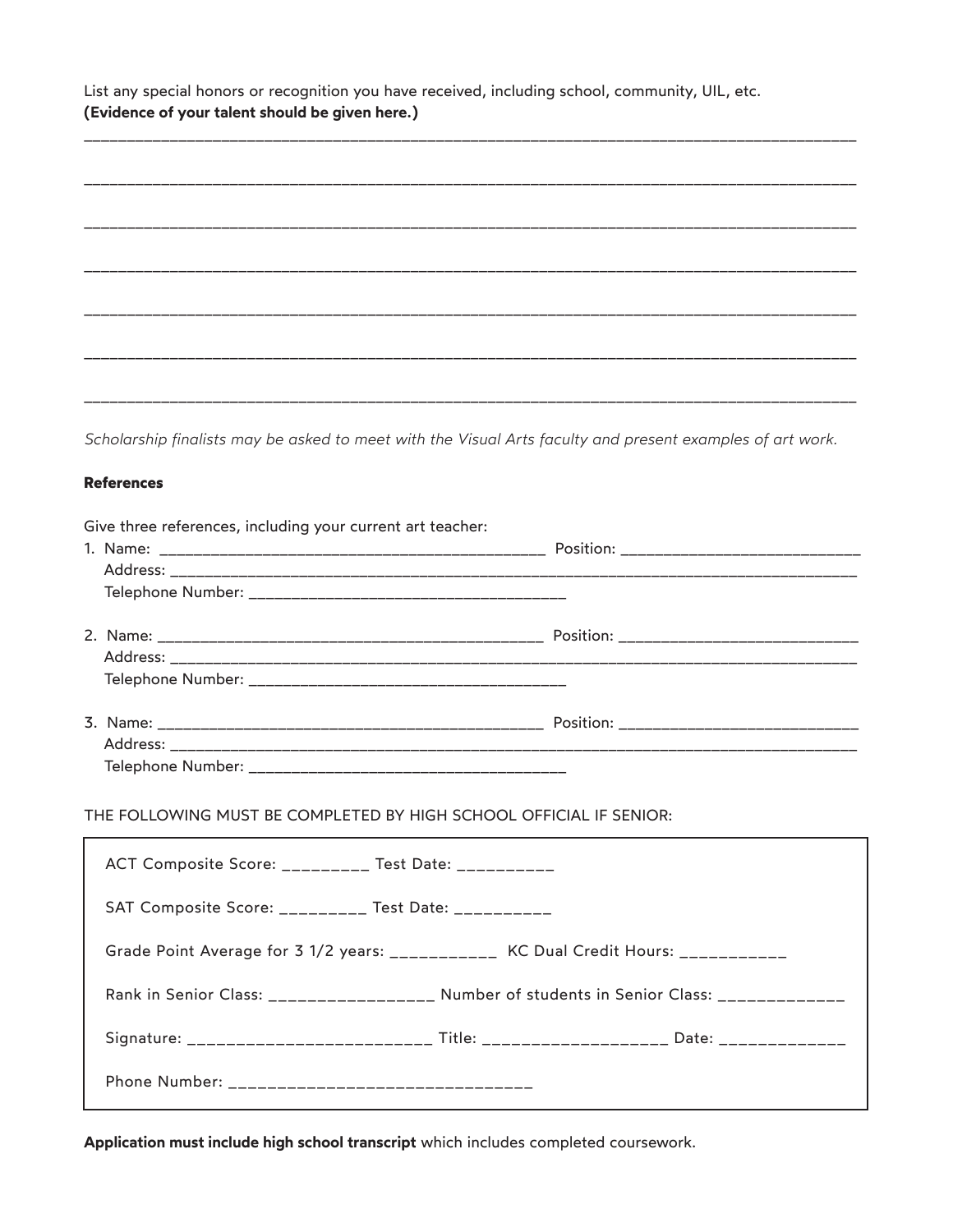List any special honors or recognition you have received, including school, community, UIL, etc.
**(Evidence of your talent should be given here.)**

______________________________________________________________________________________

______________________________________________________________________________________

______________________________________________________________________________________

______________________________________________________________________________________

______________________________________________________________________________________

______________________________________________________________________________________

______________________________________________________________________________________

*Scholarship finalists may be asked to meet with the Visual Arts faculty and present examples of art work.*

**References**

Give three references, including your current art teacher:

1. Name: ____________________________________________ Position: ___________________________
   Address: ___________________________________________________________________________________
   Telephone Number: ____________________________________

2. Name: ____________________________________________ Position: ___________________________
   Address: ___________________________________________________________________________________
   Telephone Number: ____________________________________

3. Name: ____________________________________________ Position: ___________________________
   Address: ___________________________________________________________________________________
   Telephone Number: ____________________________________

THE FOLLOWING MUST BE COMPLETED BY HIGH SCHOOL OFFICIAL IF SENIOR:

ACT Composite Score: _________ Test Date: __________

SAT Composite Score: _________ Test Date: __________

Grade Point Average for 3 1/2 years: ___________ KC Dual Credit Hours: ___________

Rank in Senior Class: _________________ Number of students in Senior Class: _____________

Signature: ________________________ Title: ___________________ Date: _____________

Phone Number: ______________________________

**Application must include high school transcript** which includes completed coursework.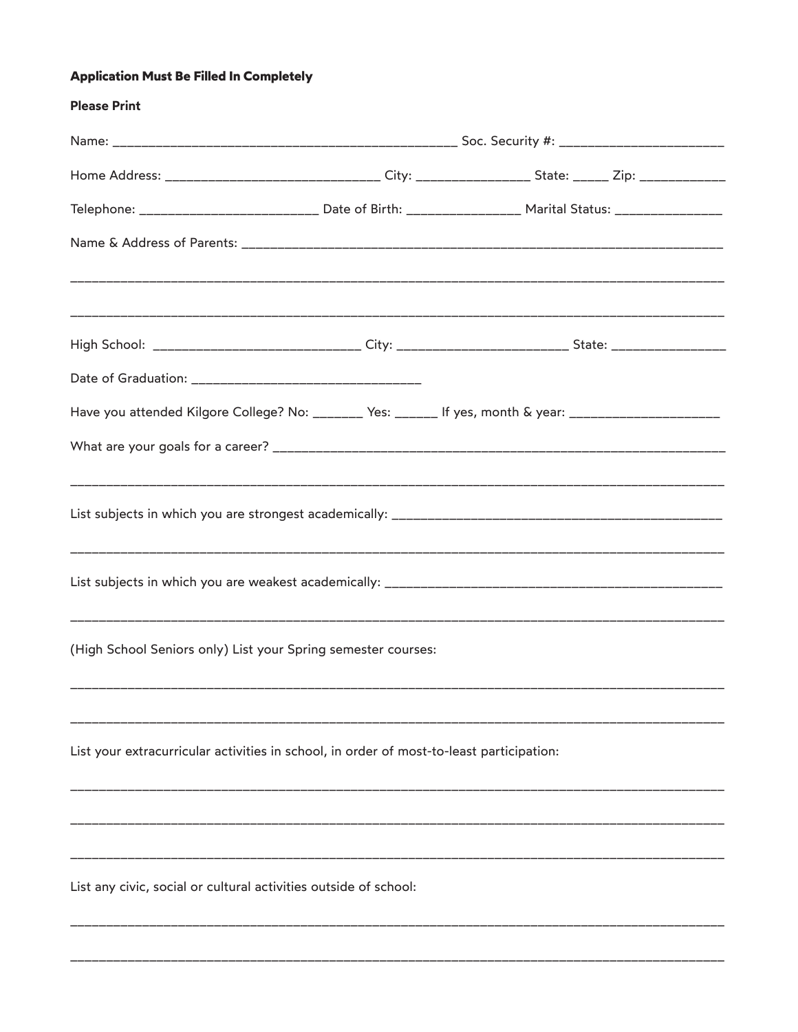**Application Must Be Filled In Completely**

**Please Print**

Name: ______________________________________________ Soc. Security #: ______________________

Home Address: ____________________________ City: _______________ State: _____ Zip: ___________

Telephone: _______________________ Date of Birth: _______________ Marital Status: ______________

Name & Address of Parents: ______________________________________________________________

_____________________________________________________________________________________

_____________________________________________________________________________________

High School: ___________________________ City: ______________________ State: _______________

Date of Graduation: ______________________________

Have you attended Kilgore College? No: _______ Yes: ______ If yes, month & year: ____________________

What are your goals for a career? ________________________________________________________

_____________________________________________________________________________________

List subjects in which you are strongest academically: _____________________________________________

_____________________________________________________________________________________

List subjects in which you are weakest academically: ______________________________________________

_____________________________________________________________________________________

(High School Seniors only) List your Spring semester courses:

_____________________________________________________________________________________

_____________________________________________________________________________________

List your extracurricular activities in school, in order of most-to-least participation:

_____________________________________________________________________________________

_____________________________________________________________________________________

_____________________________________________________________________________________

List any civic, social or cultural activities outside of school:

_____________________________________________________________________________________

_____________________________________________________________________________________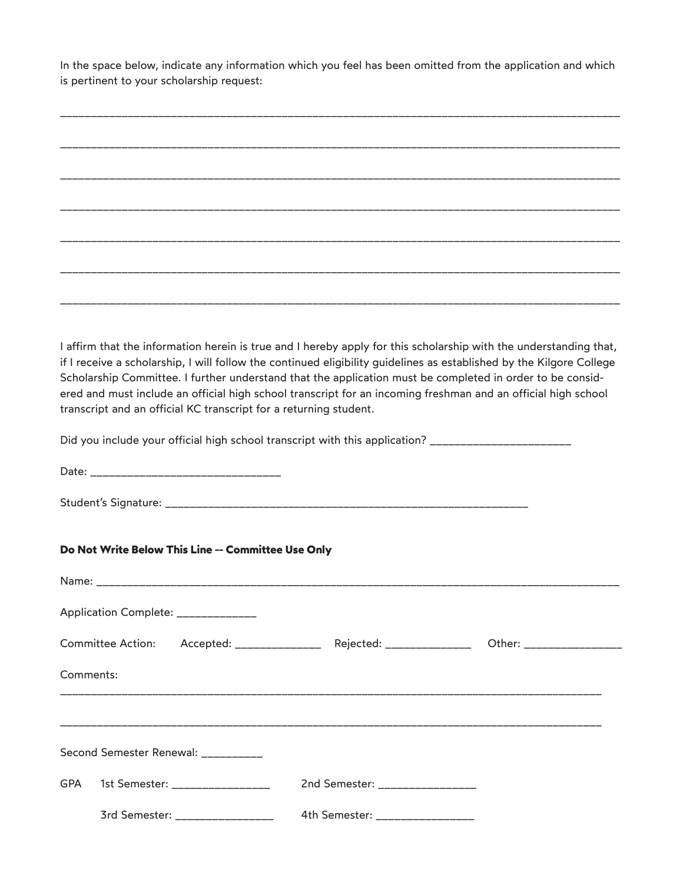In the space below, indicate any information which you feel has been omitted from the application and which is pertinent to your scholarship request:

______________________________________________________________________________________

______________________________________________________________________________________

______________________________________________________________________________________

______________________________________________________________________________________

______________________________________________________________________________________

______________________________________________________________________________________

______________________________________________________________________________________

I affirm that the information herein is true and I hereby apply for this scholarship with the understanding that, if I receive a scholarship, I will follow the continued eligibility guidelines as established by the Kilgore College Scholarship Committee. I further understand that the application must be completed in order to be considered and must include an official high school transcript for an incoming freshman and an official high school transcript and an official KC transcript for a returning student.

Did you include your official high school transcript with this application? ________________________

Date: ________________________________

Student's Signature: ______________________________________________________________

**Do Not Write Below This Line -- Committee Use Only**

Name: ______________________________________________________________________________

Application Complete: _____________

Committee Action: Accepted: ______________ Rejected: ______________ Other: ________________

Comments:

______________________________________________________________________________________

______________________________________________________________________________________

Second Semester Renewal: __________

GPA 1st Semester: ________________ 2nd Semester: ________________

3rd Semester: ________________ 4th Semester: ________________